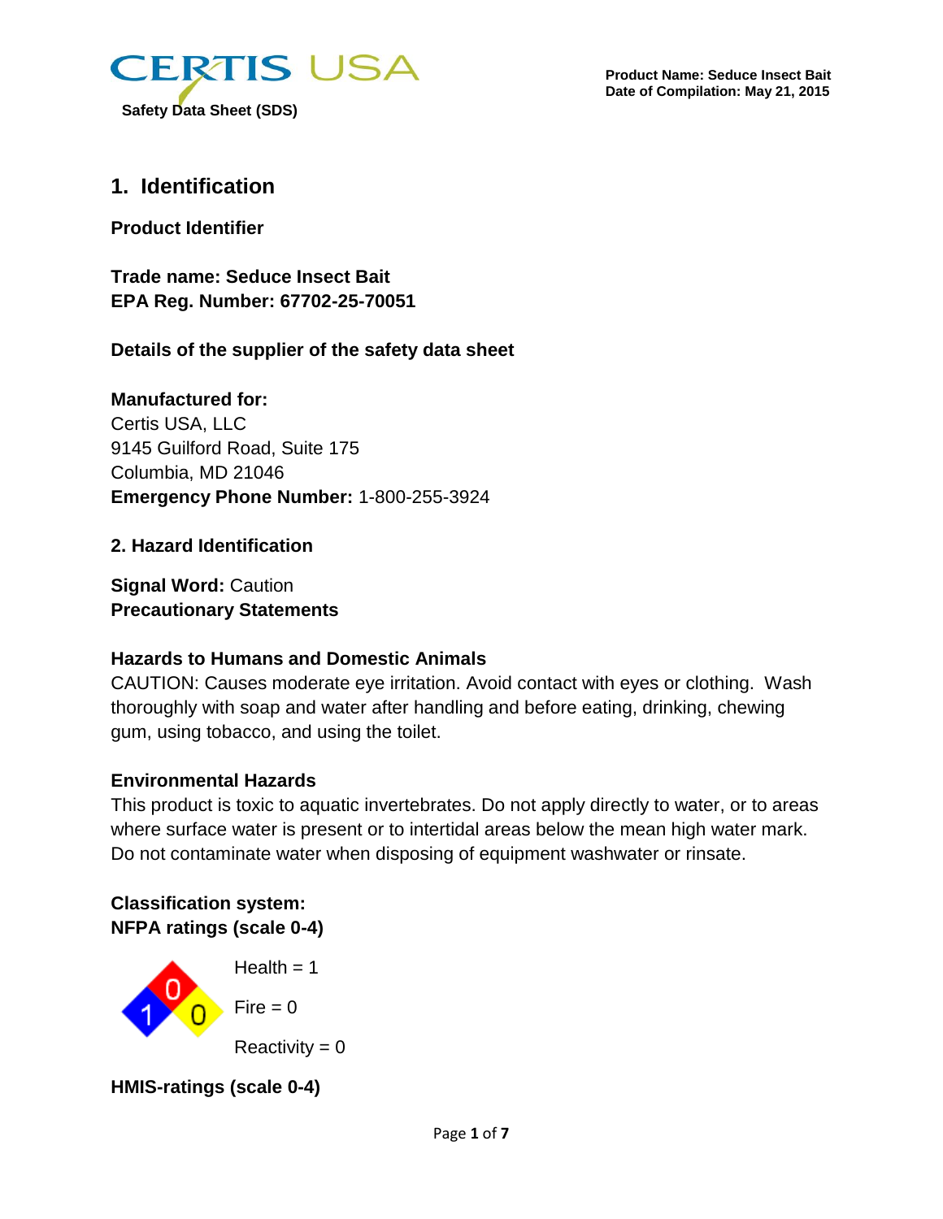CERTIS USA

Safety Data Sheet (SDS)

**Product Name: Seduce Insect Bait**
**Date of Compilation: May 21, 2015**

## 1. Identification

**Product Identifier**

**Trade name: Seduce Insect Bait**
**EPA Reg. Number: 67702-25-70051**

**Details of the supplier of the safety data sheet**

**Manufactured for:**
Certis USA, LLC
9145 Guilford Road, Suite 175
Columbia, MD 21046
**Emergency Phone Number:** 1-800-255-3924

### 2. Hazard Identification

**Signal Word:** Caution
**Precautionary Statements**

**Hazards to Humans and Domestic Animals**
CAUTION: Causes moderate eye irritation. Avoid contact with eyes or clothing. Wash thoroughly with soap and water after handling and before eating, drinking, chewing gum, using tobacco, and using the toilet.

**Environmental Hazards**
This product is toxic to aquatic invertebrates. Do not apply directly to water, or to areas where surface water is present or to intertidal areas below the mean high water mark. Do not contaminate water when disposing of equipment washwater or rinsate.

**Classification system:**
**NFPA ratings (scale 0-4)**

Health = 1

Fire = 0

Reactivity = 0

**HMIS-ratings (scale 0-4)**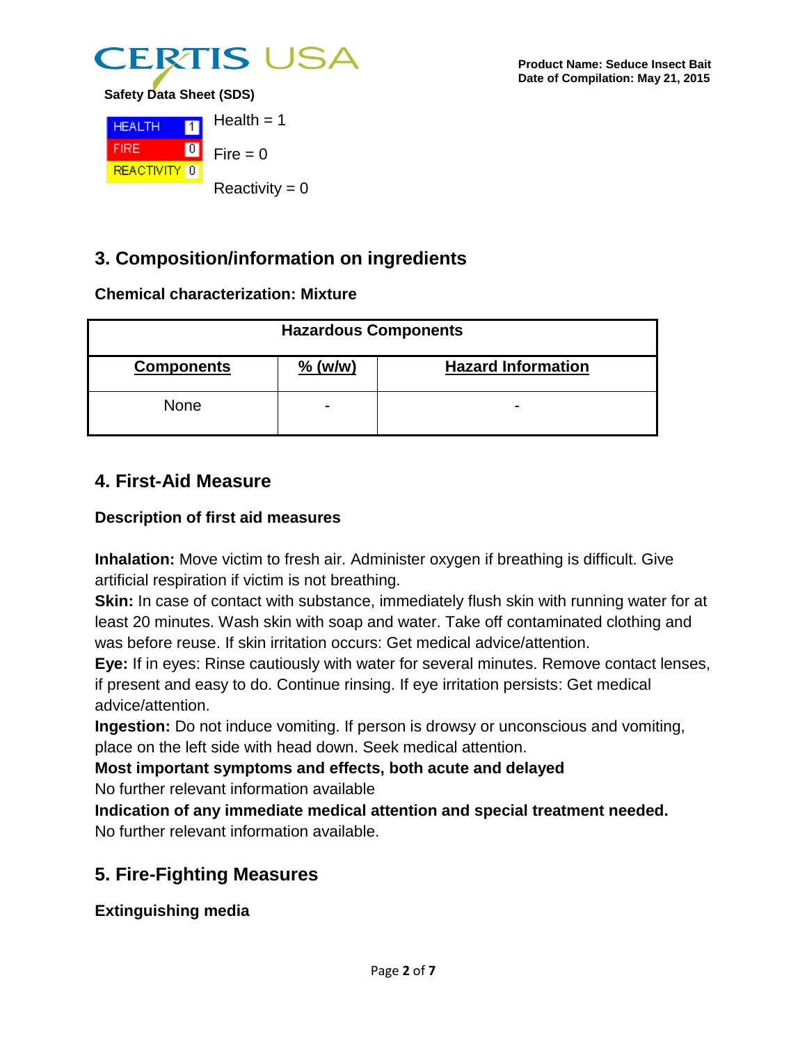Safety Data Sheet (SDS)

| HEALTH | 1 |
| --- | --- |
| FIRE | 0 |
| REACTIVITY | 0 |

Health = 1

Fire = 0

Reactivity = 0

## 3. Composition/information on ingredients

**Chemical characterization: Mixture**

| Hazardous Components | | |
| --- | --- | --- |
| **Components** | **% (w/w)** | **Hazard Information** |
| None | - | - |

## 4. First-Aid Measure

**Description of first aid measures**

**Inhalation:** Move victim to fresh air. Administer oxygen if breathing is difficult. Give artificial respiration if victim is not breathing.
**Skin:** In case of contact with substance, immediately flush skin with running water for at least 20 minutes. Wash skin with soap and water. Take off contaminated clothing and was before reuse. If skin irritation occurs: Get medical advice/attention.
**Eye:** If in eyes: Rinse cautiously with water for several minutes. Remove contact lenses, if present and easy to do. Continue rinsing. If eye irritation persists: Get medical advice/attention.
**Ingestion:** Do not induce vomiting. If person is drowsy or unconscious and vomiting, place on the left side with head down. Seek medical attention.
**Most important symptoms and effects, both acute and delayed**
No further relevant information available
**Indication of any immediate medical attention and special treatment needed.**
No further relevant information available.

## 5. Fire-Fighting Measures

**Extinguishing media**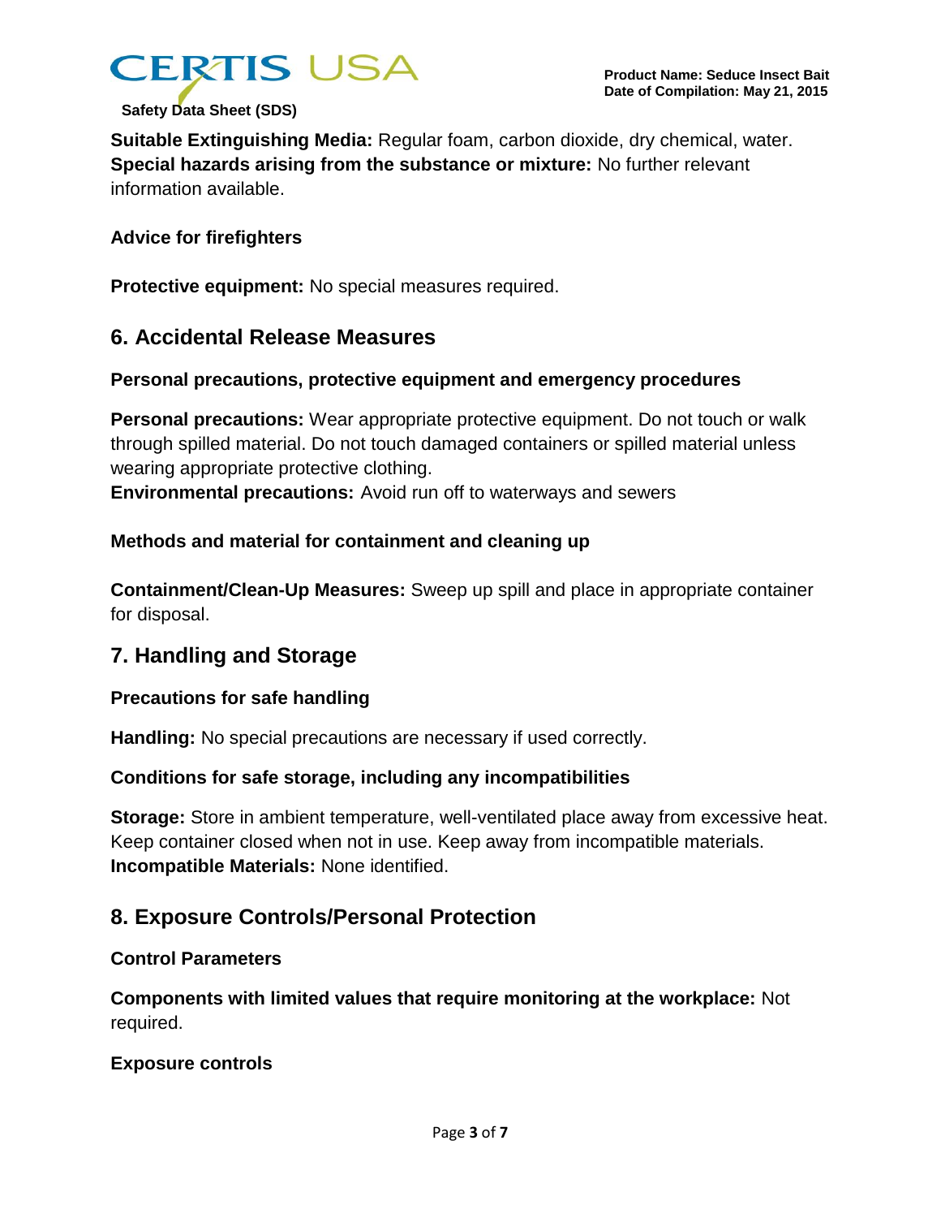**Suitable Extinguishing Media:** Regular foam, carbon dioxide, dry chemical, water.
**Special hazards arising from the substance or mixture:** No further relevant information available.

**Advice for firefighters**

**Protective equipment:** No special measures required.

## 6. Accidental Release Measures

**Personal precautions, protective equipment and emergency procedures**

**Personal precautions:** Wear appropriate protective equipment. Do not touch or walk through spilled material. Do not touch damaged containers or spilled material unless wearing appropriate protective clothing.
**Environmental precautions:** Avoid run off to waterways and sewers

**Methods and material for containment and cleaning up**

**Containment/Clean-Up Measures:** Sweep up spill and place in appropriate container for disposal.

## 7. Handling and Storage

**Precautions for safe handling**

**Handling:** No special precautions are necessary if used correctly.

**Conditions for safe storage, including any incompatibilities**

**Storage:** Store in ambient temperature, well-ventilated place away from excessive heat. Keep container closed when not in use. Keep away from incompatible materials.
**Incompatible Materials:** None identified.

## 8. Exposure Controls/Personal Protection

**Control Parameters**

**Components with limited values that require monitoring at the workplace:** Not required.

**Exposure controls**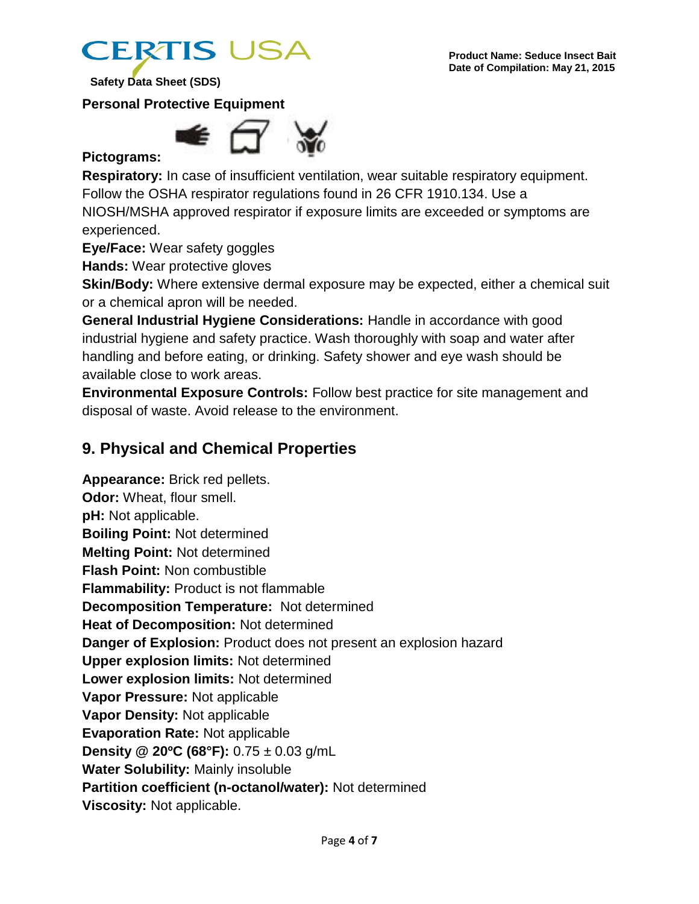## Personal Protective Equipment

**Pictograms:**

**Respiratory:** In case of insufficient ventilation, wear suitable respiratory equipment. Follow the OSHA respirator regulations found in 26 CFR 1910.134. Use a NIOSH/MSHA approved respirator if exposure limits are exceeded or symptoms are experienced.

**Eye/Face:** Wear safety goggles

**Hands:** Wear protective gloves

**Skin/Body:** Where extensive dermal exposure may be expected, either a chemical suit or a chemical apron will be needed.

**General Industrial Hygiene Considerations:** Handle in accordance with good industrial hygiene and safety practice. Wash thoroughly with soap and water after handling and before eating, or drinking. Safety shower and eye wash should be available close to work areas.

**Environmental Exposure Controls:** Follow best practice for site management and disposal of waste. Avoid release to the environment.

## 9. Physical and Chemical Properties

**Appearance:** Brick red pellets.
**Odor:** Wheat, flour smell.
**pH:** Not applicable.
**Boiling Point:** Not determined
**Melting Point:** Not determined
**Flash Point:** Non combustible
**Flammability:** Product is not flammable
**Decomposition Temperature:** Not determined
**Heat of Decomposition:** Not determined
**Danger of Explosion:** Product does not present an explosion hazard
**Upper explosion limits:** Not determined
**Lower explosion limits:** Not determined
**Vapor Pressure:** Not applicable
**Vapor Density:** Not applicable
**Evaporation Rate:** Not applicable
**Density @ 20ºC (68°F):** 0.75 ± 0.03 g/mL
**Water Solubility:** Mainly insoluble
**Partition coefficient (n-octanol/water):** Not determined
**Viscosity:** Not applicable.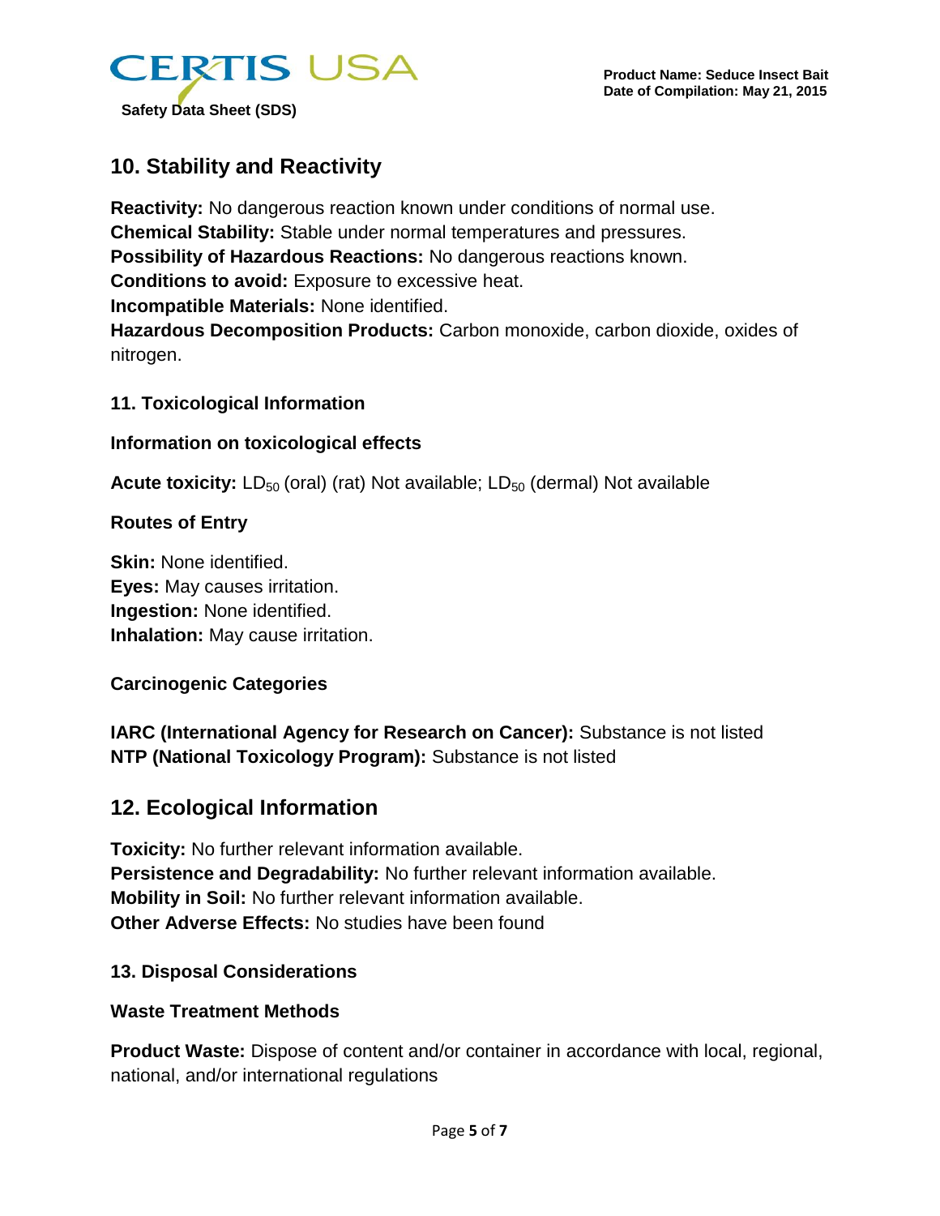## 10. Stability and Reactivity

**Reactivity:** No dangerous reaction known under conditions of normal use.
**Chemical Stability:** Stable under normal temperatures and pressures.
**Possibility of Hazardous Reactions:** No dangerous reactions known.
**Conditions to avoid:** Exposure to excessive heat.
**Incompatible Materials:** None identified.
**Hazardous Decomposition Products:** Carbon monoxide, carbon dioxide, oxides of nitrogen.

### 11. Toxicological Information

#### Information on toxicological effects

**Acute toxicity:** $LD_{50}$ (oral) (rat) Not available; $LD_{50}$ (dermal) Not available

#### Routes of Entry

**Skin:** None identified.
**Eyes:** May causes irritation.
**Ingestion:** None identified.
**Inhalation:** May cause irritation.

#### Carcinogenic Categories

**IARC (International Agency for Research on Cancer):** Substance is not listed
**NTP (National Toxicology Program):** Substance is not listed

## 12. Ecological Information

**Toxicity:** No further relevant information available.
**Persistence and Degradability:** No further relevant information available.
**Mobility in Soil:** No further relevant information available.
**Other Adverse Effects:** No studies have been found

### 13. Disposal Considerations

#### Waste Treatment Methods

**Product Waste:** Dispose of content and/or container in accordance with local, regional, national, and/or international regulations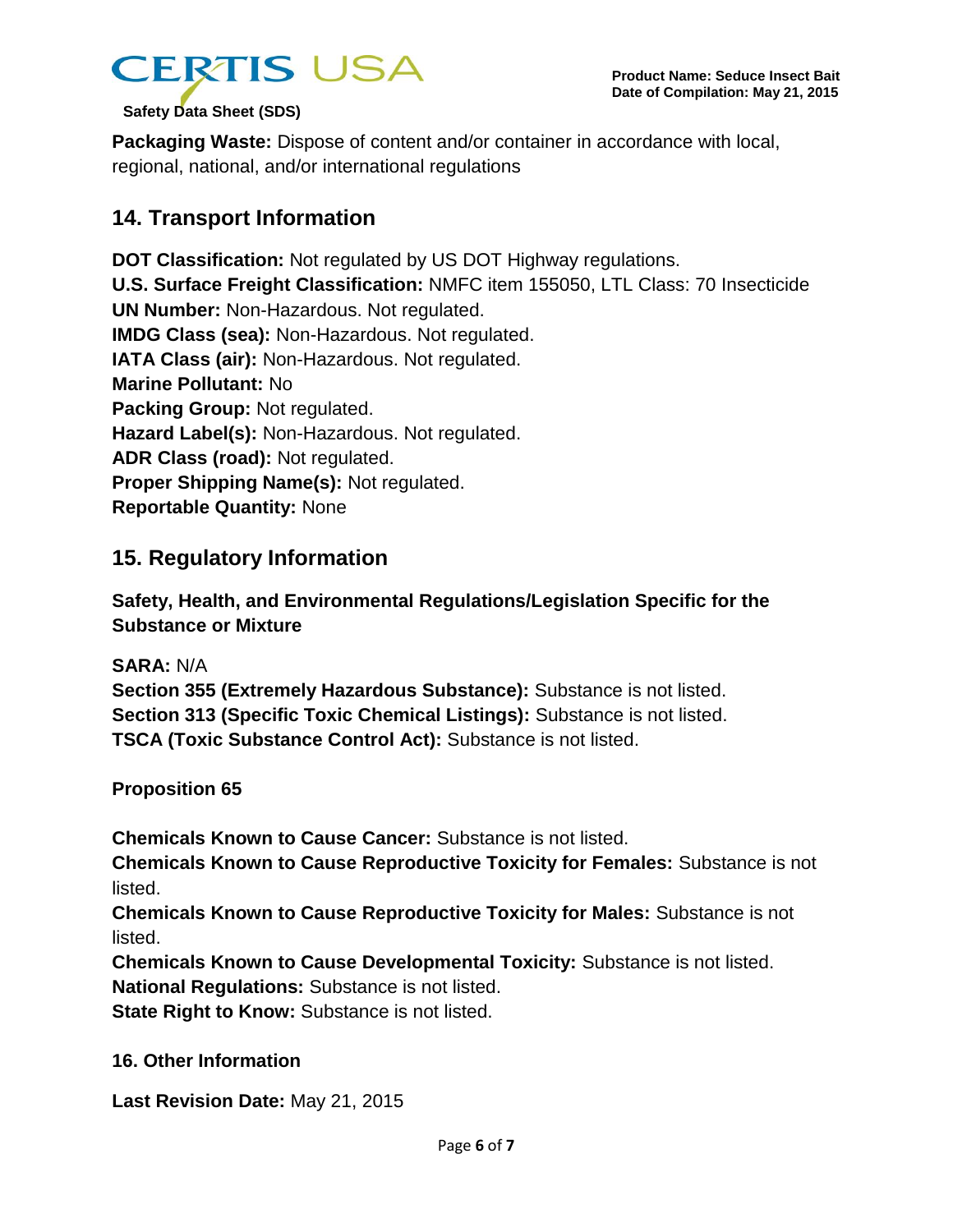**Packaging Waste:** Dispose of content and/or container in accordance with local, regional, national, and/or international regulations

## 14. Transport Information

**DOT Classification:** Not regulated by US DOT Highway regulations.
**U.S. Surface Freight Classification:** NMFC item 155050, LTL Class: 70 Insecticide
**UN Number:** Non-Hazardous. Not regulated.
**IMDG Class (sea):** Non-Hazardous. Not regulated.
**IATA Class (air):** Non-Hazardous. Not regulated.
**Marine Pollutant:** No
**Packing Group:** Not regulated.
**Hazard Label(s):** Non-Hazardous. Not regulated.
**ADR Class (road):** Not regulated.
**Proper Shipping Name(s):** Not regulated.
**Reportable Quantity:** None

## 15. Regulatory Information

**Safety, Health, and Environmental Regulations/Legislation Specific for the Substance or Mixture**

**SARA:** N/A
**Section 355 (Extremely Hazardous Substance):** Substance is not listed.
**Section 313 (Specific Toxic Chemical Listings):** Substance is not listed.
**TSCA (Toxic Substance Control Act):** Substance is not listed.

**Proposition 65**

**Chemicals Known to Cause Cancer:** Substance is not listed.
**Chemicals Known to Cause Reproductive Toxicity for Females:** Substance is not listed.
**Chemicals Known to Cause Reproductive Toxicity for Males:** Substance is not listed.
**Chemicals Known to Cause Developmental Toxicity:** Substance is not listed.
**National Regulations:** Substance is not listed.
**State Right to Know:** Substance is not listed.

## 16. Other Information

**Last Revision Date:** May 21, 2015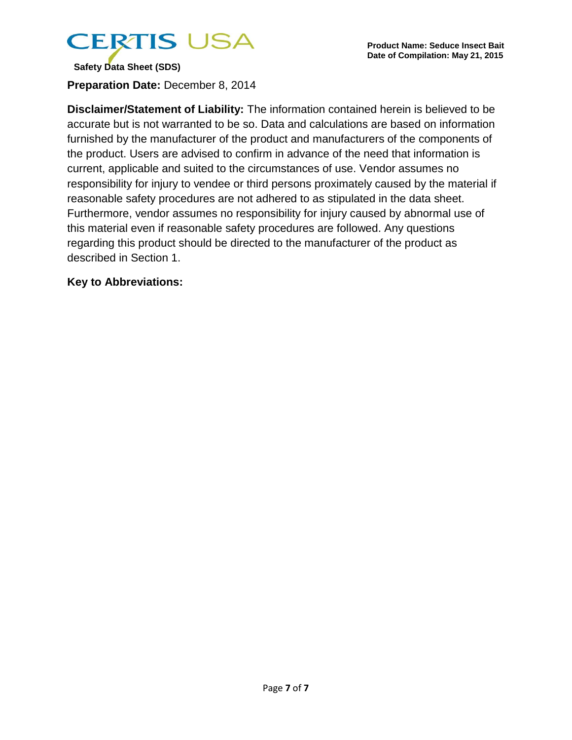**Preparation Date:** December 8, 2014

**Disclaimer/Statement of Liability:** The information contained herein is believed to be accurate but is not warranted to be so. Data and calculations are based on information furnished by the manufacturer of the product and manufacturers of the components of the product. Users are advised to confirm in advance of the need that information is current, applicable and suited to the circumstances of use. Vendor assumes no responsibility for injury to vendee or third persons proximately caused by the material if reasonable safety procedures are not adhered to as stipulated in the data sheet. Furthermore, vendor assumes no responsibility for injury caused by abnormal use of this material even if reasonable safety procedures are followed. Any questions regarding this product should be directed to the manufacturer of the product as described in Section 1.

**Key to Abbreviations:**